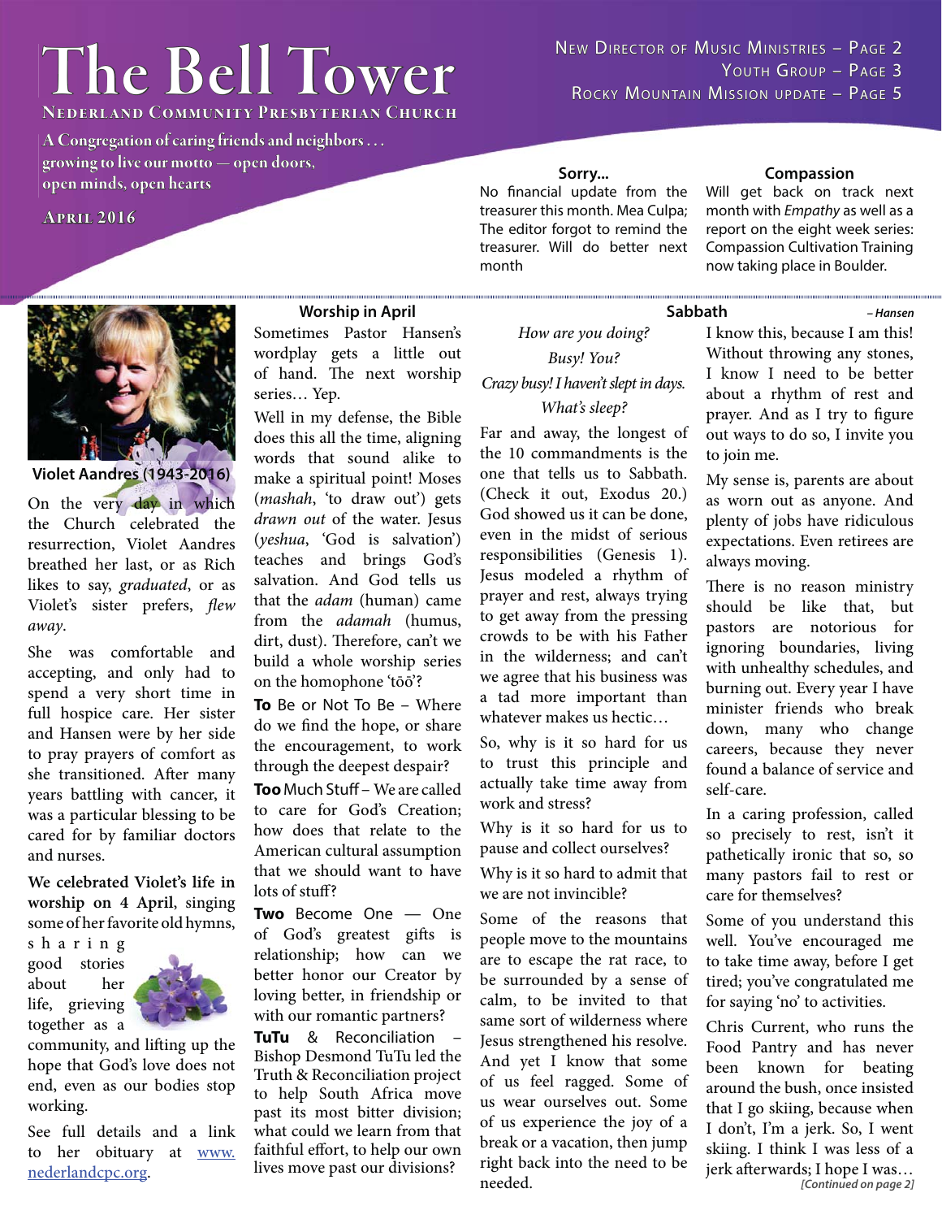# The Bell Tower

**Nederland Community Presbyterian Church**

A Congregation of caring friends and neighbors . . . growing to live our motto — open doors, open minds, open hearts

April 2016

New Director of Music Ministries – Page 2
Youth Group – Page 3
Rocky Mountain Mission update – Page 5

### Sorry...

No financial update from the treasurer this month. Mea Culpa; The editor forgot to remind the treasurer. Will do better next month

### Compassion

Will get back on track next month with *Empathy* as well as a report on the eight week series: Compassion Cultivation Training now taking place in Boulder.

**Violet Aandres (1943-2016)**

On the very day in which the Church celebrated the resurrection, Violet Aandres breathed her last, or as Rich likes to say, *graduated*, or as Violet's sister prefers, *flew away*.

She was comfortable and accepting, and only had to spend a very short time in full hospice care. Her sister and Hansen were by her side to pray prayers of comfort as she transitioned. After many years battling with cancer, it was a particular blessing to be cared for by familiar doctors and nurses.

**We celebrated Violet's life in worship on 4 April**, singing some of her favorite old hymns, sharing good stories about her life, grieving together as a community, and lifting up the hope that God's love does not end, even as our bodies stop working.

See full details and a link to her obituary at www.nederlandcpc.org.

### Worship in April

Sometimes Pastor Hansen's wordplay gets a little out of hand. The next worship series… Yep.

Well in my defense, the Bible does this all the time, aligning words that sound alike to make a spiritual point! Moses (*mashah*, 'to draw out') gets *drawn out* of the water. Jesus (*yeshua*, 'God is salvation') teaches and brings God's salvation. And God tells us that the *adam* (human) came from the *adamah* (humus, dirt, dust). Therefore, can't we build a whole worship series on the homophone 'tōō'?

**To** Be or Not To Be – Where do we find the hope, or share the encouragement, to work through the deepest despair?

**Too** Much Stuff – We are called to care for God's Creation; how does that relate to the American cultural assumption that we should want to have lots of stuff?

**Two** Become One — One of God's greatest gifts is relationship; how can we better honor our Creator by loving better, in friendship or with our romantic partners?

**TuTu** & Reconciliation – Bishop Desmond TuTu led the Truth & Reconciliation project to help South Africa move past its most bitter division; what could we learn from that faithful effort, to help our own lives move past our divisions?

### Sabbath

*– Hansen*

*How are you doing?*

*Busy! You?*

*Crazy busy! I haven't slept in days.*

*What's sleep?*

Far and away, the longest of the 10 commandments is the one that tells us to Sabbath. (Check it out, Exodus 20.) God showed us it can be done, even in the midst of serious responsibilities (Genesis 1). Jesus modeled a rhythm of prayer and rest, always trying to get away from the pressing crowds to be with his Father in the wilderness; and can't we agree that his business was a tad more important than whatever makes us hectic…

So, why is it so hard for us to trust this principle and actually take time away from work and stress?

Why is it so hard for us to pause and collect ourselves?

Why is it so hard to admit that we are not invincible?

Some of the reasons that people move to the mountains are to escape the rat race, to be surrounded by a sense of calm, to be invited to that same sort of wilderness where Jesus strengthened his resolve. And yet I know that some of us feel ragged. Some of us wear ourselves out. Some of us experience the joy of a break or a vacation, then jump right back into the need to be needed.

I know this, because I am this! Without throwing any stones, I know I need to be better about a rhythm of rest and prayer. And as I try to figure out ways to do so, I invite you to join me.

My sense is, parents are about as worn out as anyone. And plenty of jobs have ridiculous expectations. Even retirees are always moving.

There is no reason ministry should be like that, but pastors are notorious for ignoring boundaries, living with unhealthy schedules, and burning out. Every year I have minister friends who break down, many who change careers, because they never found a balance of service and self-care.

In a caring profession, called so precisely to rest, isn't it pathetically ironic that so, so many pastors fail to rest or care for themselves?

Some of you understand this well. You've encouraged me to take time away, before I get tired; you've congratulated me for saying 'no' to activities.

Chris Current, who runs the Food Pantry and has never been known for beating around the bush, once insisted that I go skiing, because when I don't, I'm a jerk. So, I went skiing. I think I was less of a jerk afterwards; I hope I was…

*[Continued on page 2]*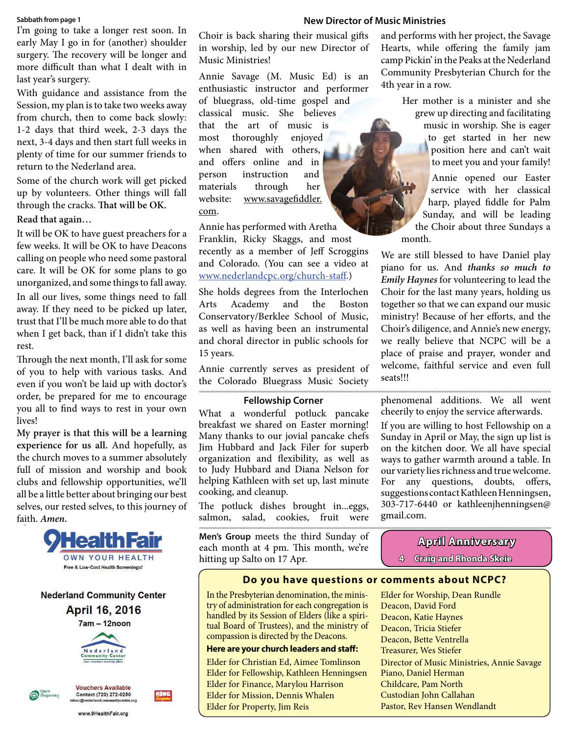Sabbath from page 1

I'm going to take a longer rest soon. In early May I go in for (another) shoulder surgery. The recovery will be longer and more difficult than what I dealt with in last year's surgery.

With guidance and assistance from the Session, my plan is to take two weeks away from church, then to come back slowly: 1-2 days that third week, 2-3 days the next, 3-4 days and then start full weeks in plenty of time for our summer friends to return to the Nederland area.

Some of the church work will get picked up by volunteers. Other things will fall through the cracks. **That will be OK.**

**Read that again…**

It will be OK to have guest preachers for a few weeks. It will be OK to have Deacons calling on people who need some pastoral care. It will be OK for some plans to go unorganized, and some things to fall away.

In all our lives, some things need to fall away. If they need to be picked up later, trust that I'll be much more able to do that when I get back, than if I didn't take this rest.

Through the next month, I'll ask for some of you to help with various tasks. And even if you won't be laid up with doctor's order, be prepared for me to encourage you all to find ways to rest in your own lives!

**My prayer is that this will be a learning experience for us all.** And hopefully, as the church moves to a summer absolutely full of mission and worship and book clubs and fellowship opportunities, we'll all be a little better about bringing our best selves, our rested selves, to this journey of faith. ***Amen.***

**9HealthFair**
OWN YOUR HEALTH
Free & Low-Cost Health Screenings!

Nederland Community Center
April 16, 2016
7am – 12noon

Vouchers Available
Contact (720) 272-0250
infocc@nederlandcommunitycenter.org

www.9HealthFair.org

## New Director of Music Ministries

Choir is back sharing their musical gifts in worship, led by our new Director of Music Ministries!

Annie Savage (M. Music Ed) is an enthusiastic instructor and performer of bluegrass, old-time gospel and classical music. She believes that the art of music is most thoroughly enjoyed when shared with others, and offers online and in person instruction and materials through her website: www.savagefiddler.com.

Annie has performed with Aretha Franklin, Ricky Skaggs, and most recently as a member of Jeff Scroggins and Colorado. (You can see a video at www.nederlandcpc.org/church-staff.)

She holds degrees from the Interlochen Arts Academy and the Boston Conservatory/Berklee School of Music, as well as having been an instrumental and choral director in public schools for 15 years.

Annie currently serves as president of the Colorado Bluegrass Music Society and performs with her project, the Savage Hearts, while offering the family jam camp Pickin' in the Peaks at the Nederland Community Presbyterian Church for the 4th year in a row.

Her mother is a minister and she grew up directing and facilitating music in worship. She is eager to get started in her new position here and can't wait to meet you and your family!

Annie opened our Easter service with her classical harp, played fiddle for Palm Sunday, and will be leading the Choir about three Sundays a month.

We are still blessed to have Daniel play piano for us. And ***thanks so much to Emily Haynes*** for volunteering to lead the Choir for the last many years, holding us together so that we can expand our music ministry! Because of her efforts, and the Choir's diligence, and Annie's new energy, we really believe that NCPC will be a place of praise and prayer, wonder and welcome, faithful service and even full seats!!!

## Fellowship Corner

What a wonderful potluck pancake breakfast we shared on Easter morning! Many thanks to our jovial pancake chefs Jim Hubbard and Jack Filer for superb organization and flexibility, as well as to Judy Hubbard and Diana Nelson for helping Kathleen with set up, last minute cooking, and cleanup.

The potluck dishes brought in...eggs, salmon, salad, cookies, fruit were phenomenal additions. We all went cheerily to enjoy the service afterwards.

If you are willing to host Fellowship on a Sunday in April or May, the sign up list is on the kitchen door. We all have special ways to gather warmth around a table. In our variety lies richness and true welcome. For any questions, doubts, offers, suggestions contact Kathleen Henningsen, 303-717-6440 or kathleenjhenningsen@gmail.com.

**Men's Group** meets the third Sunday of each month at 4 pm. This month, we're hitting up Salto on 17 Apr.

## April Anniversary

4 Craig and Rhonda Skeie

## Do you have questions or comments about NCPC?

In the Presbyterian denomination, the ministry of administration for each congregation is handled by its Session of Elders (like a spiritual Board of Trustees), and the ministry of compassion is directed by the Deacons.

**Here are your church leaders and staff:**

Elder for Christian Ed, Aimee Tomlinson
Elder for Fellowship, Kathleen Henningsen
Elder for Finance, Marylou Harrison
Elder for Mission, Dennis Whalen
Elder for Property, Jim Reis
Elder for Worship, Dean Rundle
Deacon, David Ford
Deacon, Katie Haynes
Deacon, Tricia Stiefer
Deacon, Bette Ventrella
Treasurer, Wes Stiefer
Director of Music Ministries, Annie Savage
Piano, Daniel Herman
Childcare, Pam North
Custodian John Callahan
Pastor, Rev Hansen Wendlandt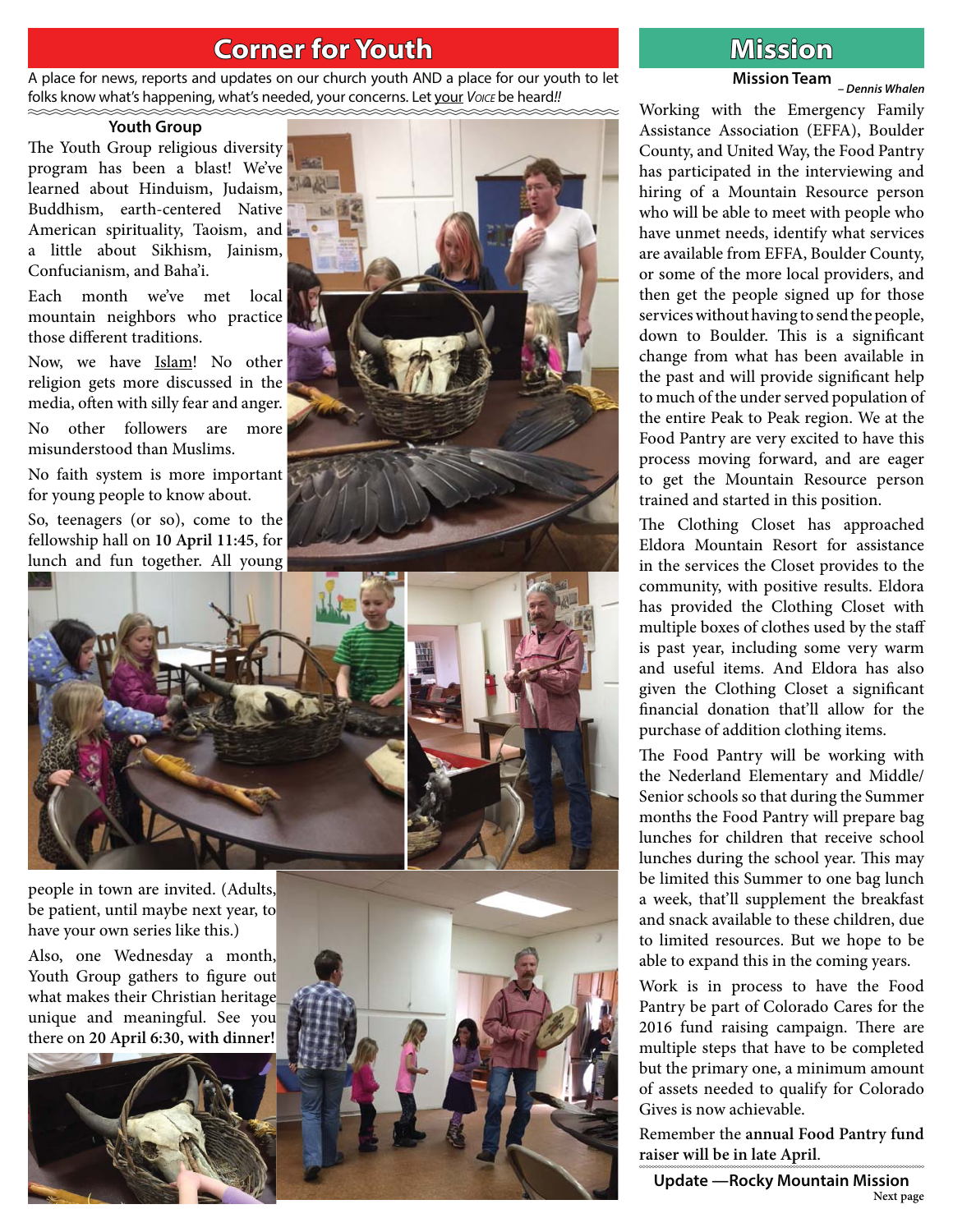# Corner for Youth

A place for news, reports and updates on our church youth AND a place for our youth to let folks know what's happening, what's needed, your concerns. Let your *Voice* be heard!!

### Youth Group

The Youth Group religious diversity program has been a blast! We've learned about Hinduism, Judaism, Buddhism, earth-centered Native American spirituality, Taoism, and a little about Sikhism, Jainism, Confucianism, and Baha'i.

Each month we've met local mountain neighbors who practice those different traditions.

Now, we have Islam! No other religion gets more discussed in the media, often with silly fear and anger.

No other followers are more misunderstood than Muslims.

No faith system is more important for young people to know about.

So, teenagers (or so), come to the fellowship hall on **10 April 11:45**, for lunch and fun together. All young people in town are invited. (Adults, be patient, until maybe next year, to have your own series like this.)

Also, one Wednesday a month, Youth Group gathers to figure out what makes their Christian heritage unique and meaningful. See you there on **20 April 6:30, with dinner!**

# Mission

### Mission Team

*– Dennis Whalen*

Working with the Emergency Family Assistance Association (EFFA), Boulder County, and United Way, the Food Pantry has participated in the interviewing and hiring of a Mountain Resource person who will be able to meet with people who have unmet needs, identify what services are available from EFFA, Boulder County, or some of the more local providers, and then get the people signed up for those services without having to send the people, down to Boulder. This is a significant change from what has been available in the past and will provide significant help to much of the under served population of the entire Peak to Peak region. We at the Food Pantry are very excited to have this process moving forward, and are eager to get the Mountain Resource person trained and started in this position.

The Clothing Closet has approached Eldora Mountain Resort for assistance in the services the Closet provides to the community, with positive results. Eldora has provided the Clothing Closet with multiple boxes of clothes used by the staff is past year, including some very warm and useful items. And Eldora has also given the Clothing Closet a significant financial donation that'll allow for the purchase of addition clothing items.

The Food Pantry will be working with the Nederland Elementary and Middle/Senior schools so that during the Summer months the Food Pantry will prepare bag lunches for children that receive school lunches during the school year. This may be limited this Summer to one bag lunch a week, that'll supplement the breakfast and snack available to these children, due to limited resources. But we hope to be able to expand this in the coming years.

Work is in process to have the Food Pantry be part of Colorado Cares for the 2016 fund raising campaign. There are multiple steps that have to be completed but the primary one, a minimum amount of assets needed to qualify for Colorado Gives is now achievable.

Remember the **annual Food Pantry fund raiser will be in late April**.

### Update —Rocky Mountain Mission

Next page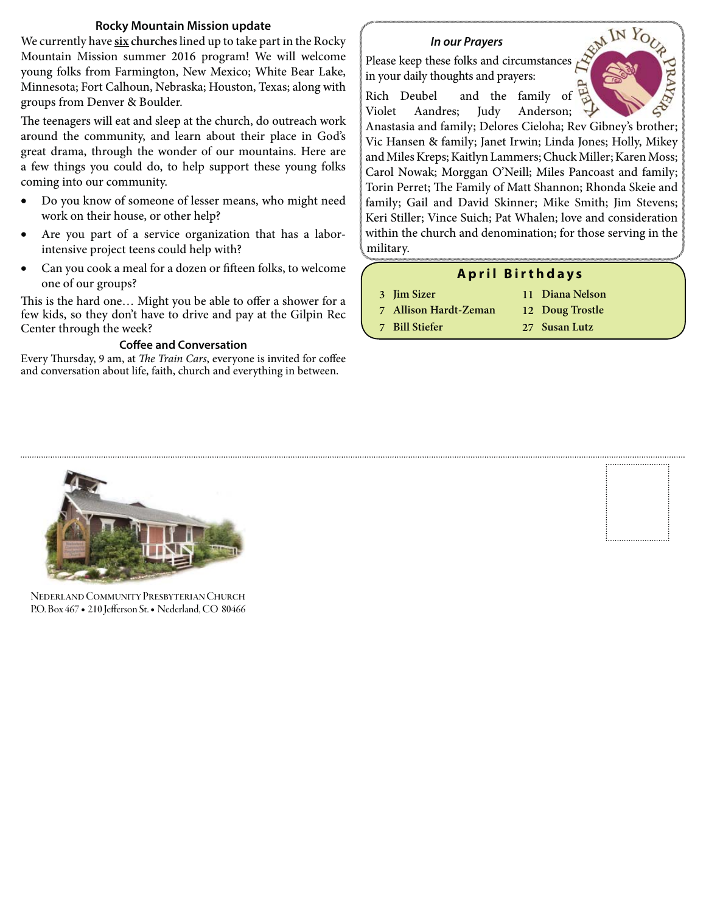### Rocky Mountain Mission update

We currently have **<u>six</u> churches** lined up to take part in the Rocky Mountain Mission summer 2016 program! We will welcome young folks from Farmington, New Mexico; White Bear Lake, Minnesota; Fort Calhoun, Nebraska; Houston, Texas; along with groups from Denver & Boulder.

The teenagers will eat and sleep at the church, do outreach work around the community, and learn about their place in God's great drama, through the wonder of our mountains. Here are a few things you could do, to help support these young folks coming into our community.

- Do you know of someone of lesser means, who might need work on their house, or other help?
- Are you part of a service organization that has a labor-intensive project teens could help with?
- Can you cook a meal for a dozen or fifteen folks, to welcome one of our groups?

This is the hard one… Might you be able to offer a shower for a few kids, so they don't have to drive and pay at the Gilpin Rec Center through the week?

### Coffee and Conversation

Every Thursday, 9 am, at *The Train Cars*, everyone is invited for coffee and conversation about life, faith, church and everything in between.

### *In our Prayers*

Please keep these folks and circumstances in your daily thoughts and prayers:

Rich Deubel and the family of Violet Aandres; Judy Anderson; Anastasia and family; Delores Cieloha; Rev Gibney's brother; Vic Hansen & family; Janet Irwin; Linda Jones; Holly, Mikey and Miles Kreps; Kaitlyn Lammers; Chuck Miller; Karen Moss; Carol Nowak; Morggan O'Neill; Miles Pancoast and family; Torin Perret; The Family of Matt Shannon; Rhonda Skeie and family; Gail and David Skinner; Mike Smith; Jim Stevens; Keri Stiller; Vince Suich; Pat Whalen; love and consideration within the church and denomination; for those serving in the military.

### April Birthdays

| | | | |
|---|---|---|---|
| 3 | **Jim Sizer** | 11 | **Diana Nelson** |
| 7 | **Allison Hardt-Zeman** | 12 | **Doug Trostle** |
| 7 | **Bill Stiefer** | 27 | **Susan Lutz** |

Nederland Community Presbyterian Church
P.O. Box 467 • 210 Jefferson St. • Nederland, CO 80466